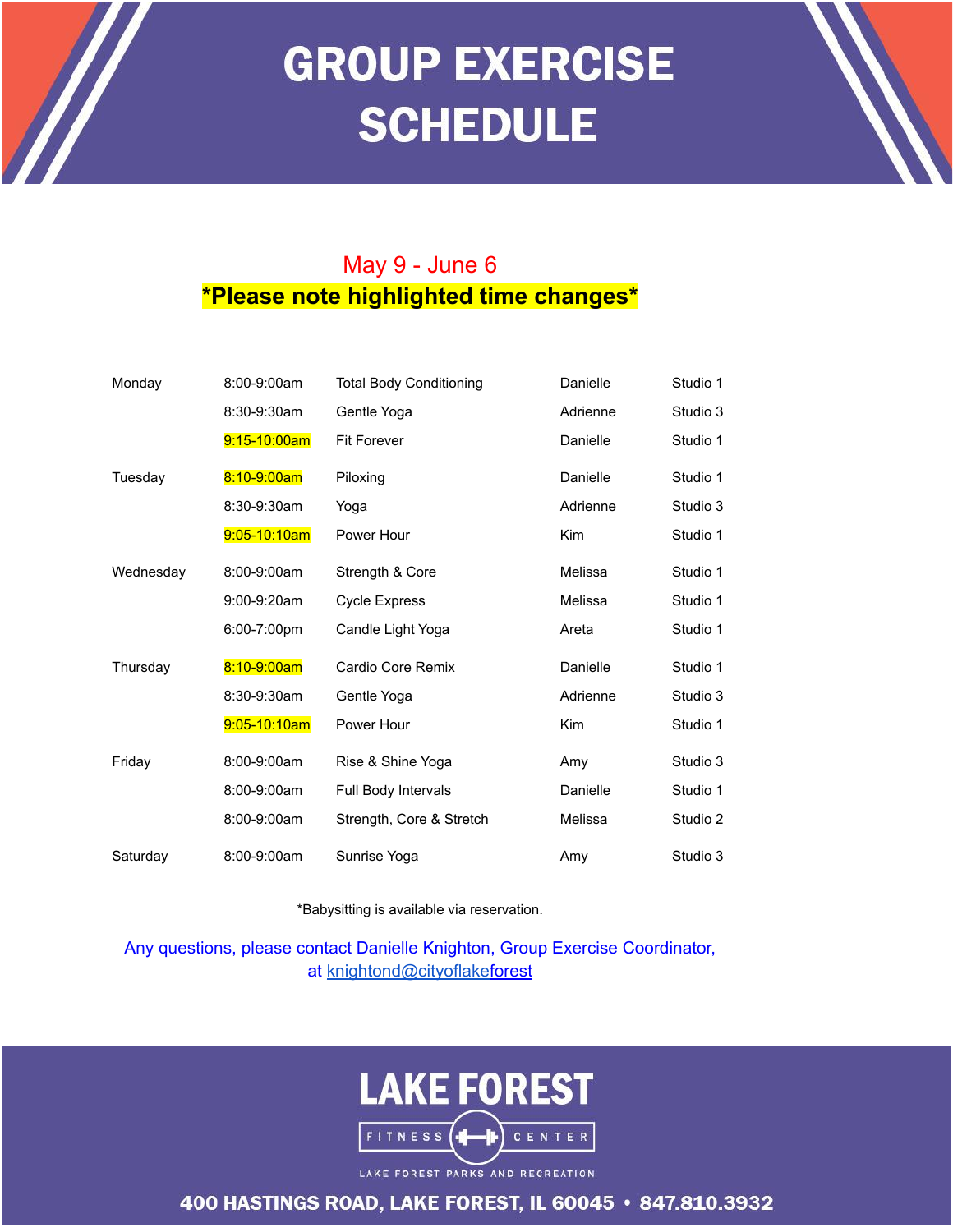# GROUP EXERCISE SCHEDULE

May 9 - June 6

**\*Please note highlighted time changes\***

| Day | Time | Class | Instructor | Location |
|---|---|---|---|---|
| Monday | 8:00-9:00am | Total Body Conditioning | Danielle | Studio 1 |
| | 8:30-9:30am | Gentle Yoga | Adrienne | Studio 3 |
| | 9:15-10:00am | Fit Forever | Danielle | Studio 1 |
| Tuesday | 8:10-9:00am | Piloxing | Danielle | Studio 1 |
| | 8:30-9:30am | Yoga | Adrienne | Studio 3 |
| | 9:05-10:10am | Power Hour | Kim | Studio 1 |
| Wednesday | 8:00-9:00am | Strength & Core | Melissa | Studio 1 |
| | 9:00-9:20am | Cycle Express | Melissa | Studio 1 |
| | 6:00-7:00pm | Candle Light Yoga | Areta | Studio 1 |
| Thursday | 8:10-9:00am | Cardio Core Remix | Danielle | Studio 1 |
| | 8:30-9:30am | Gentle Yoga | Adrienne | Studio 3 |
| | 9:05-10:10am | Power Hour | Kim | Studio 1 |
| Friday | 8:00-9:00am | Rise & Shine Yoga | Amy | Studio 3 |
| | 8:00-9:00am | Full Body Intervals | Danielle | Studio 1 |
| | 8:00-9:00am | Strength, Core & Stretch | Melissa | Studio 2 |
| Saturday | 8:00-9:00am | Sunrise Yoga | Amy | Studio 3 |

*Babysitting is available via reservation.

Any questions, please contact Danielle Knighton, Group Exercise Coordinator, at knightond@cityoflakeforest

**LAKE FOREST**

FITNESS CENTER

LAKE FOREST PARKS AND RECREATION

**400 HASTINGS ROAD, LAKE FOREST, IL 60045 • 847.810.3932**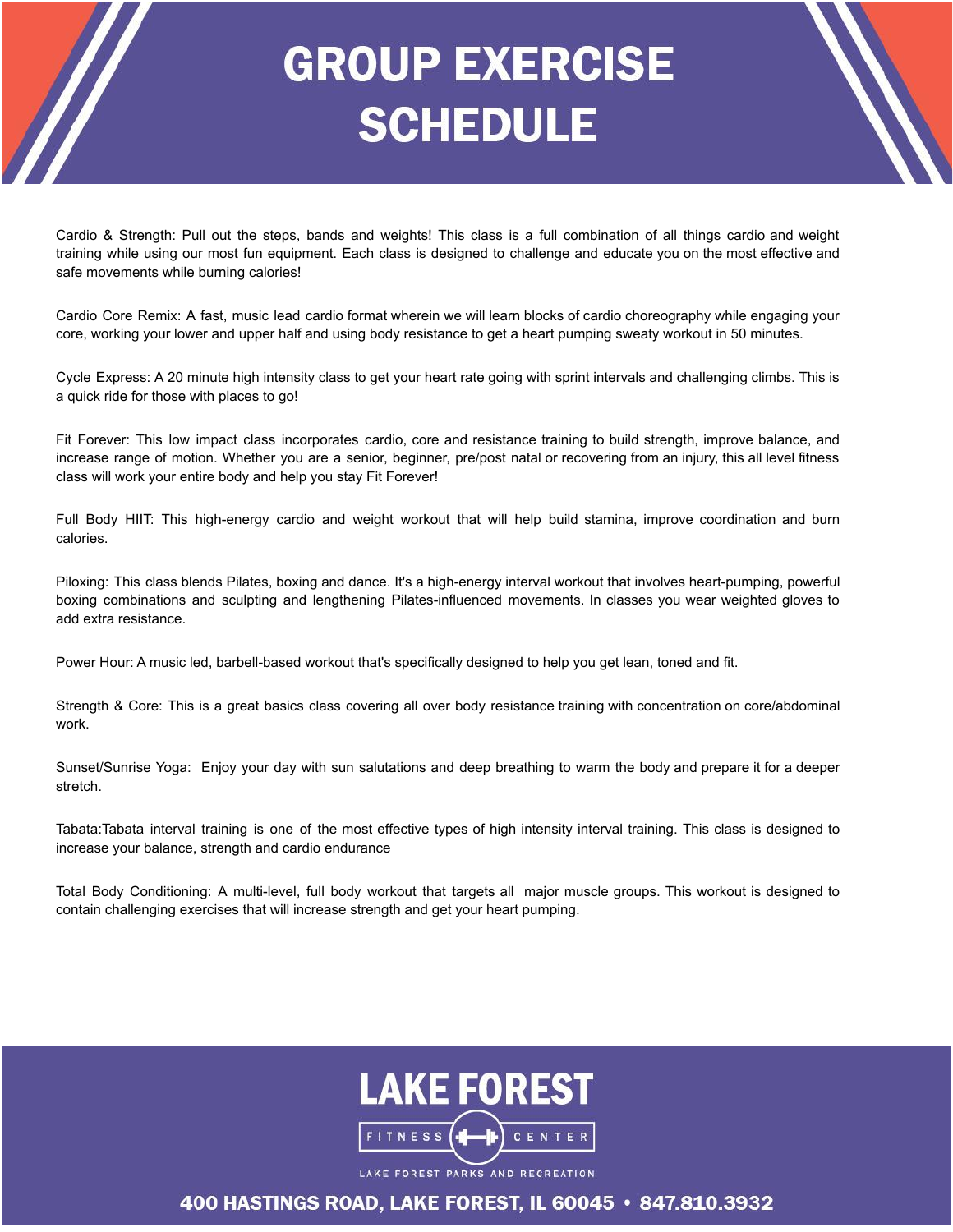# GROUP EXERCISE SCHEDULE

Cardio & Strength: Pull out the steps, bands and weights! This class is a full combination of all things cardio and weight training while using our most fun equipment. Each class is designed to challenge and educate you on the most effective and safe movements while burning calories!

Cardio Core Remix: A fast, music lead cardio format wherein we will learn blocks of cardio choreography while engaging your core, working your lower and upper half and using body resistance to get a heart pumping sweaty workout in 50 minutes.

Cycle Express: A 20 minute high intensity class to get your heart rate going with sprint intervals and challenging climbs. This is a quick ride for those with places to go!

Fit Forever: This low impact class incorporates cardio, core and resistance training to build strength, improve balance, and increase range of motion. Whether you are a senior, beginner, pre/post natal or recovering from an injury, this all level fitness class will work your entire body and help you stay Fit Forever!

Full Body HIIT: This high-energy cardio and weight workout that will help build stamina, improve coordination and burn calories.

Piloxing: This class blends Pilates, boxing and dance. It's a high-energy interval workout that involves heart-pumping, powerful boxing combinations and sculpting and lengthening Pilates-influenced movements. In classes you wear weighted gloves to add extra resistance.

Power Hour: A music led, barbell-based workout that's specifically designed to help you get lean, toned and fit.

Strength & Core: This is a great basics class covering all over body resistance training with concentration on core/abdominal work.

Sunset/Sunrise Yoga: Enjoy your day with sun salutations and deep breathing to warm the body and prepare it for a deeper stretch.

Tabata:Tabata interval training is one of the most effective types of high intensity interval training. This class is designed to increase your balance, strength and cardio endurance

Total Body Conditioning: A multi-level, full body workout that targets all major muscle groups. This workout is designed to contain challenging exercises that will increase strength and get your heart pumping.

**LAKE FOREST**

FITNESS CENTER

LAKE FOREST PARKS AND RECREATION

**400 HASTINGS ROAD, LAKE FOREST, IL 60045 • 847.810.3932**